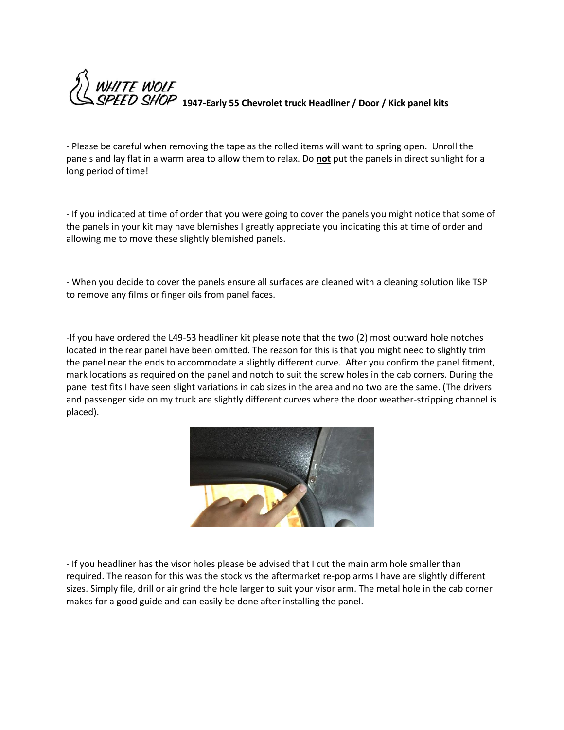WHITE WOLF SPEED SHOP **1947-Early 55 Chevrolet truck Headliner / Door / Kick panel kits**

- Please be careful when removing the tape as the rolled items will want to spring open. Unroll the panels and lay flat in a warm area to allow them to relax. Do **not** put the panels in direct sunlight for a long period of time!

- If you indicated at time of order that you were going to cover the panels you might notice that some of the panels in your kit may have blemishes I greatly appreciate you indicating this at time of order and allowing me to move these slightly blemished panels.

- When you decide to cover the panels ensure all surfaces are cleaned with a cleaning solution like TSP to remove any films or finger oils from panel faces.

-If you have ordered the L49-53 headliner kit please note that the two (2) most outward hole notches located in the rear panel have been omitted. The reason for this is that you might need to slightly trim the panel near the ends to accommodate a slightly different curve. After you confirm the panel fitment, mark locations as required on the panel and notch to suit the screw holes in the cab corners. During the panel test fits I have seen slight variations in cab sizes in the area and no two are the same. (The drivers and passenger side on my truck are slightly different curves where the door weather-stripping channel is placed).

- If you headliner has the visor holes please be advised that I cut the main arm hole smaller than required. The reason for this was the stock vs the aftermarket re-pop arms I have are slightly different sizes. Simply file, drill or air grind the hole larger to suit your visor arm. The metal hole in the cab corner makes for a good guide and can easily be done after installing the panel.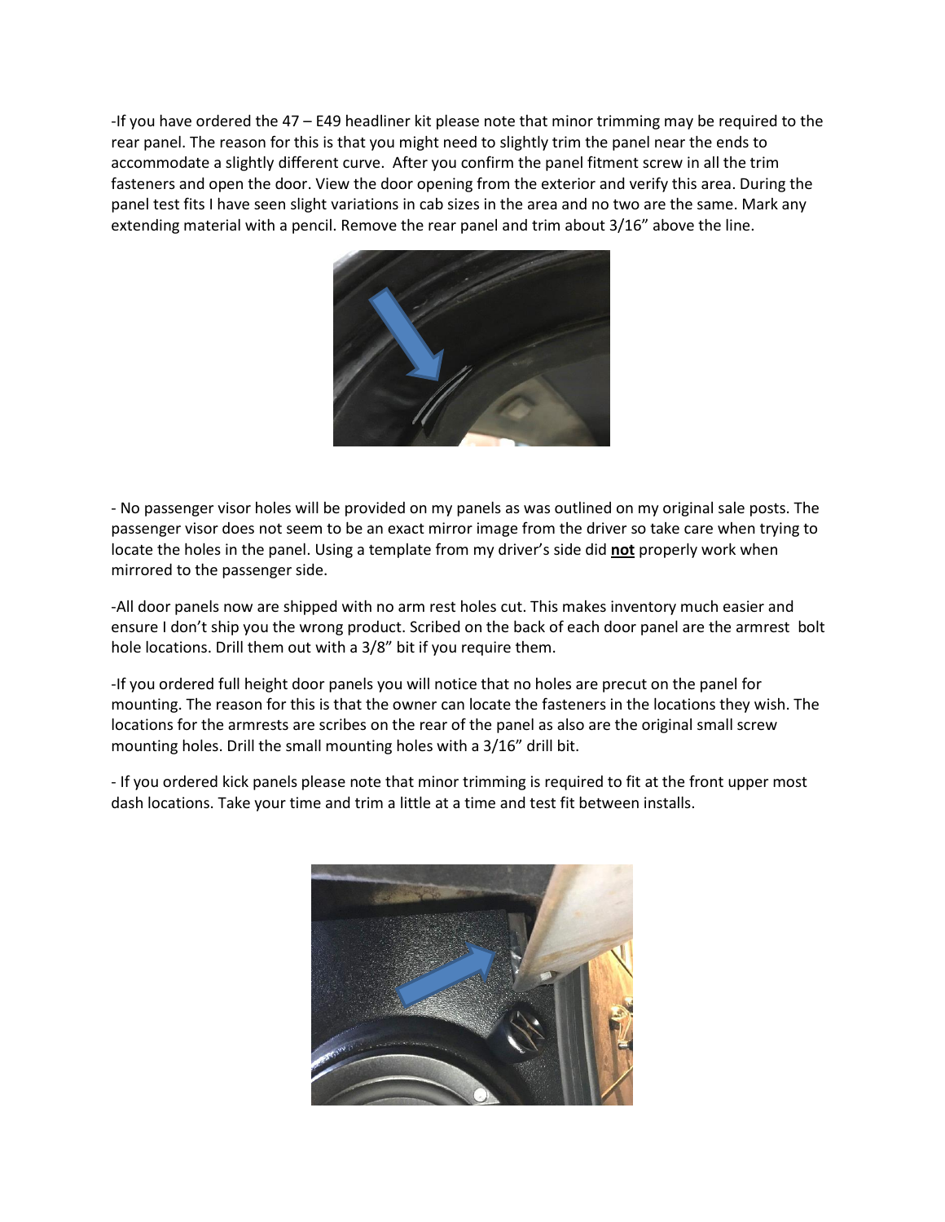-If you have ordered the 47 – E49 headliner kit please note that minor trimming may be required to the rear panel. The reason for this is that you might need to slightly trim the panel near the ends to accommodate a slightly different curve. After you confirm the panel fitment screw in all the trim fasteners and open the door. View the door opening from the exterior and verify this area. During the panel test fits I have seen slight variations in cab sizes in the area and no two are the same. Mark any extending material with a pencil. Remove the rear panel and trim about 3/16" above the line.

- No passenger visor holes will be provided on my panels as was outlined on my original sale posts. The passenger visor does not seem to be an exact mirror image from the driver so take care when trying to locate the holes in the panel. Using a template from my driver's side did **not** properly work when mirrored to the passenger side.

-All door panels now are shipped with no arm rest holes cut. This makes inventory much easier and ensure I don't ship you the wrong product. Scribed on the back of each door panel are the armrest bolt hole locations. Drill them out with a 3/8" bit if you require them.

-If you ordered full height door panels you will notice that no holes are precut on the panel for mounting. The reason for this is that the owner can locate the fasteners in the locations they wish. The locations for the armrests are scribes on the rear of the panel as also are the original small screw mounting holes. Drill the small mounting holes with a 3/16" drill bit.

- If you ordered kick panels please note that minor trimming is required to fit at the front upper most dash locations. Take your time and trim a little at a time and test fit between installs.